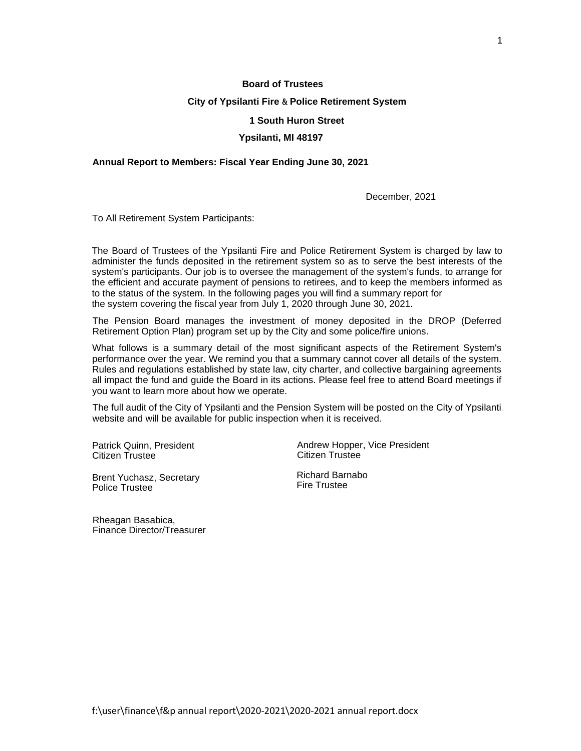**Board of Trustees**

**City of Ypsilanti Fire & Police Retirement System**

**1 South Huron Street**

**Ypsilanti, MI 48197**

**Annual Report to Members: Fiscal Year Ending June 30, 2021**

December, 2021

To All Retirement System Participants:

The Board of Trustees of the Ypsilanti Fire and Police Retirement System is charged by law to administer the funds deposited in the retirement system so as to serve the best interests of the system's participants. Our job is to oversee the management of the system's funds, to arrange for the efficient and accurate payment of pensions to retirees, and to keep the members informed as to the status of the system. In the following pages you will find a summary report for the system covering the fiscal year from July 1, 2020 through June 30, 2021.

The Pension Board manages the investment of money deposited in the DROP (Deferred Retirement Option Plan) program set up by the City and some police/fire unions.

What follows is a summary detail of the most significant aspects of the Retirement System's performance over the year. We remind you that a summary cannot cover all details of the system. Rules and regulations established by state law, city charter, and collective bargaining agreements all impact the fund and guide the Board in its actions. Please feel free to attend Board meetings if you want to learn more about how we operate.

The full audit of the City of Ypsilanti and the Pension System will be posted on the City of Ypsilanti website and will be available for public inspection when it is received.

Patrick Quinn, President
Citizen Trustee

Andrew Hopper, Vice President
Citizen Trustee

Brent Yuchasz, Secretary
Police Trustee

Richard Barnabo
Fire Trustee

Rheagan Basabica,
Finance Director/Treasurer

f:\user\finance\f&p annual report\2020-2021\2020-2021 annual report.docx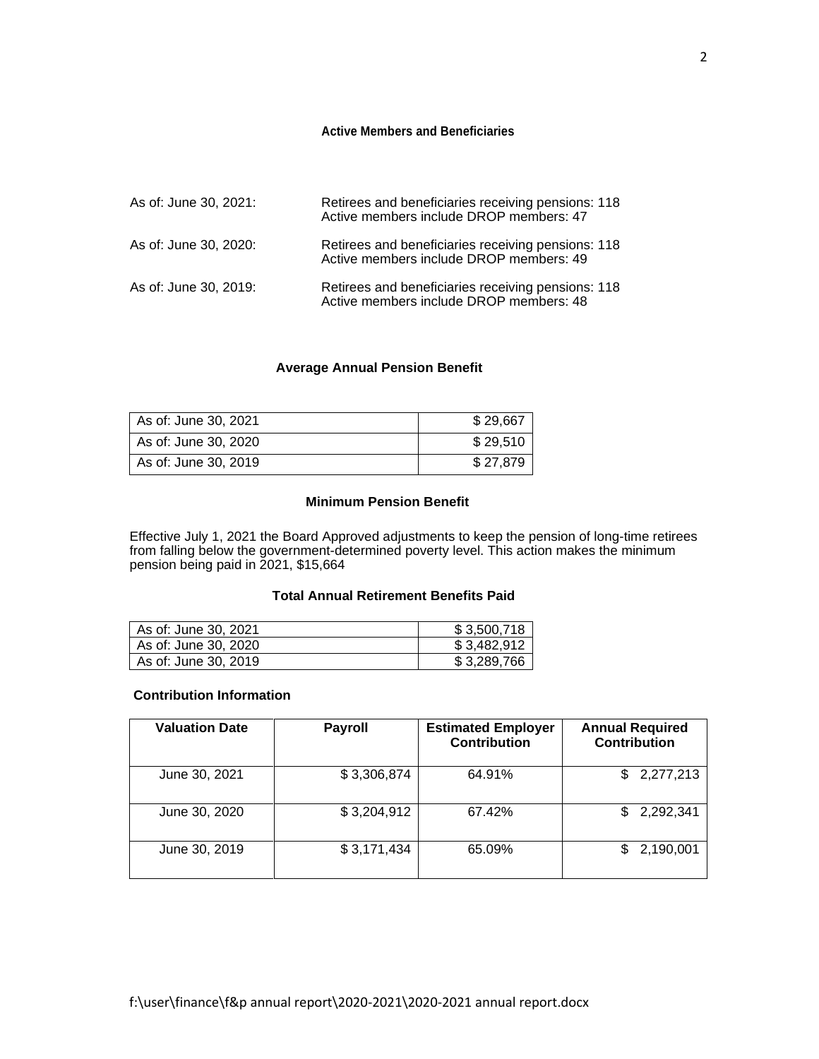## Active Members and Beneficiaries

As of: June 30, 2021: Retirees and beneficiaries receiving pensions: 118
Active members include DROP members: 47

As of: June 30, 2020: Retirees and beneficiaries receiving pensions: 118
Active members include DROP members: 49

As of: June 30, 2019: Retirees and beneficiaries receiving pensions: 118
Active members include DROP members: 48

## Average Annual Pension Benefit

| | |
|---|---|
| As of: June 30, 2021 | $ 29,667 |
| As of: June 30, 2020 | $ 29,510 |
| As of: June 30, 2019 | $ 27,879 |

## Minimum Pension Benefit

Effective July 1, 2021 the Board Approved adjustments to keep the pension of long-time retirees from falling below the government-determined poverty level. This action makes the minimum pension being paid in 2021, $15,664

## Total Annual Retirement Benefits Paid

| | |
|---|---|
| As of: June 30, 2021 | $ 3,500,718 |
| As of: June 30, 2020 | $ 3,482,912 |
| As of: June 30, 2019 | $ 3,289,766 |

## Contribution Information

| Valuation Date | Payroll | Estimated Employer Contribution | Annual Required Contribution |
|---|---|---|---|
| June 30, 2021 | $ 3,306,874 | 64.91% | $ 2,277,213 |
| June 30, 2020 | $ 3,204,912 | 67.42% | $ 2,292,341 |
| June 30, 2019 | $ 3,171,434 | 65.09% | $ 2,190,001 |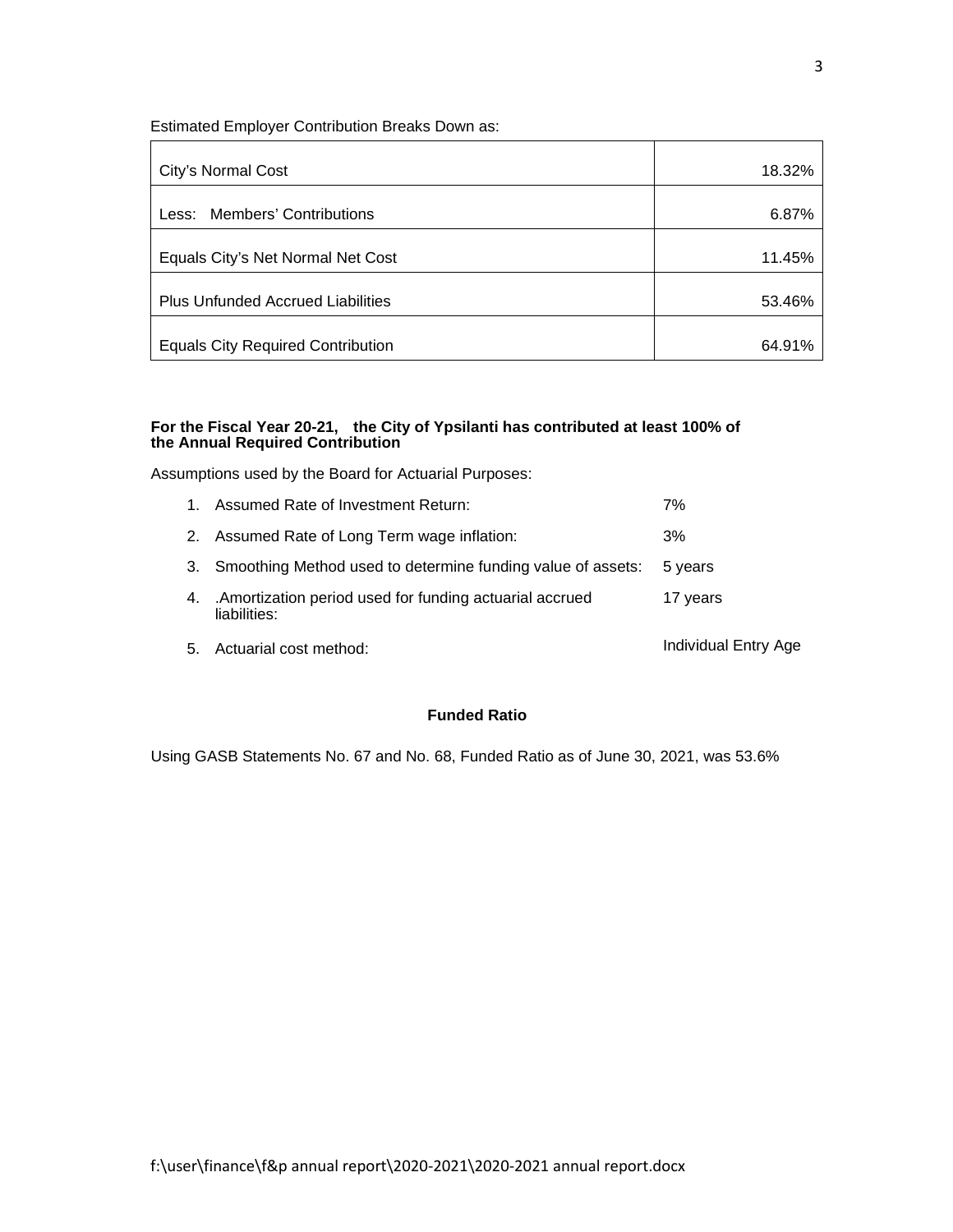Estimated Employer Contribution Breaks Down as:

| | |
|---|---:|
| City's Normal Cost | 18.32% |
| Less: Members' Contributions | 6.87% |
| Equals City's Net Normal Net Cost | 11.45% |
| Plus Unfunded Accrued Liabilities | 53.46% |
| Equals City Required Contribution | 64.91% |

**For the Fiscal Year 20-21, the City of Ypsilanti has contributed at least 100% of the Annual Required Contribution**

Assumptions used by the Board for Actuarial Purposes:

1. Assumed Rate of Investment Return: 7%
2. Assumed Rate of Long Term wage inflation: 3%
3. Smoothing Method used to determine funding value of assets: 5 years
4. .Amortization period used for funding actuarial accrued liabilities: 17 years
5. Actuarial cost method: Individual Entry Age

**Funded Ratio**

Using GASB Statements No. 67 and No. 68, Funded Ratio as of June 30, 2021, was 53.6%

f:\user\finance\f&p annual report\2020-2021\2020-2021 annual report.docx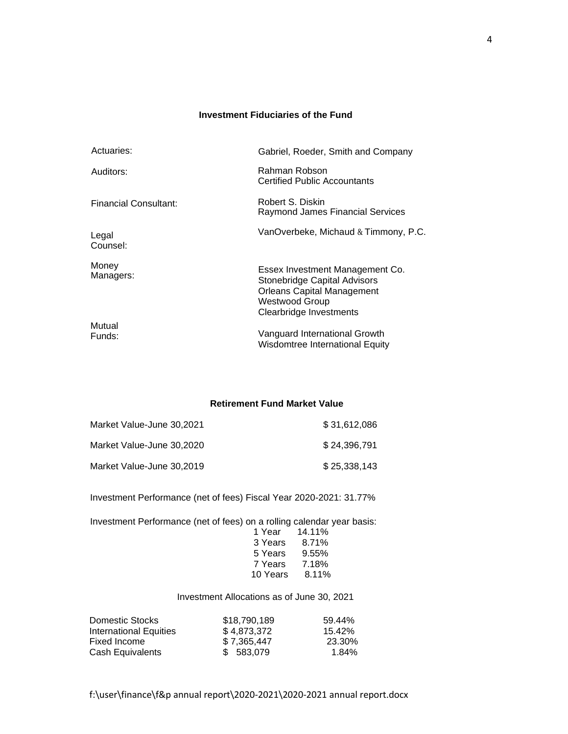## Investment Fiduciaries of the Fund

| | |
|---|---|
| Actuaries: | Gabriel, Roeder, Smith and Company |
| Auditors: | Rahman Robson<br>Certified Public Accountants |
| Financial Consultant: | Robert S. Diskin<br>Raymond James Financial Services |
| Legal Counsel: | VanOverbeke, Michaud & Timmony, P.C. |
| Money Managers: | Essex Investment Management Co.<br>Stonebridge Capital Advisors<br>Orleans Capital Management<br>Westwood Group<br>Clearbridge Investments |
| Mutual Funds: | Vanguard International Growth<br>Wisdomtree International Equity |

## Retirement Fund Market Value

| | |
|---|---|
| Market Value-June 30,2021 | $ 31,612,086 |
| Market Value-June 30,2020 | $ 24,396,791 |
| Market Value-June 30,2019 | $ 25,338,143 |

Investment Performance (net of fees) Fiscal Year 2020-2021: 31.77%

Investment Performance (net of fees) on a rolling calendar year basis:

| | |
|---|---|
| 1 Year | 14.11% |
| 3 Years | 8.71% |
| 5 Years | 9.55% |
| 7 Years | 7.18% |
| 10 Years | 8.11% |

Investment Allocations as of June 30, 2021

| | | |
|---|---|---|
| Domestic Stocks | $18,790,189 | 59.44% |
| International Equities | $ 4,873,372 | 15.42% |
| Fixed Income | $ 7,365,447 | 23.30% |
| Cash Equivalents | $ 583,079 | 1.84% |

f:\user\finance\f&p annual report\2020-2021\2020-2021 annual report.docx